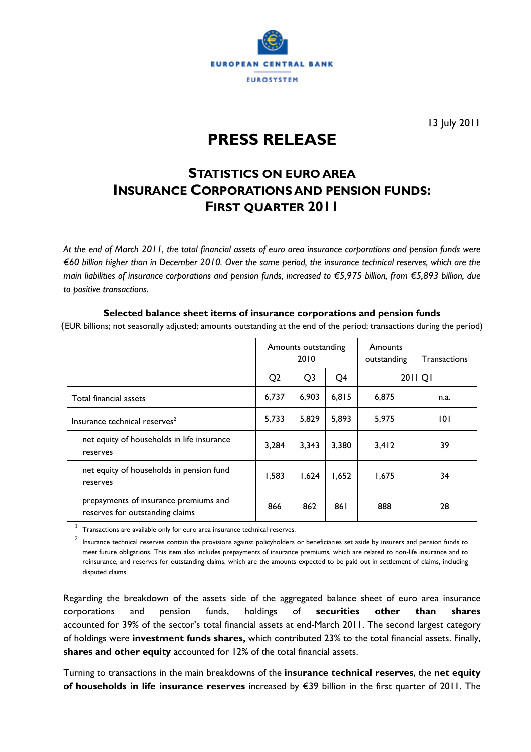EUROPEAN CENTRAL BANK

EUROSYSTEM

13 July 2011

# PRESS RELEASE

## STATISTICS ON EURO AREA INSURANCE CORPORATIONS AND PENSION FUNDS: FIRST QUARTER 2011

*At the end of March 2011, the total financial assets of euro area insurance corporations and pension funds were €60 billion higher than in December 2010. Over the same period, the insurance technical reserves, which are the main liabilities of insurance corporations and pension funds, increased to €5,975 billion, from €5,893 billion, due to positive transactions.*

**Selected balance sheet items of insurance corporations and pension funds**

(EUR billions; not seasonally adjusted; amounts outstanding at the end of the period; transactions during the period)

| | Amounts outstanding 2010 | | | Amounts outstanding | Transactions[1] |
|---|---|---|---|---|---|
| | Q2 | Q3 | Q4 | 2011 Q1 | |
| Total financial assets | 6,737 | 6,903 | 6,815 | 6,875 | n.a. |
| Insurance technical reserves[2] | 5,733 | 5,829 | 5,893 | 5,975 | 101 |
| net equity of households in life insurance reserves | 3,284 | 3,343 | 3,380 | 3,412 | 39 |
| net equity of households in pension fund reserves | 1,583 | 1,624 | 1,652 | 1,675 | 34 |
| prepayments of insurance premiums and reserves for outstanding claims | 866 | 862 | 861 | 888 | 28 |

[1] Transactions are available only for euro area insurance technical reserves.

[2] Insurance technical reserves contain the provisions against policyholders or beneficiaries set aside by insurers and pension funds to meet future obligations. This item also includes prepayments of insurance premiums, which are related to non-life insurance and to reinsurance, and reserves for outstanding claims, which are the amounts expected to be paid out in settlement of claims, including disputed claims.

Regarding the breakdown of the assets side of the aggregated balance sheet of euro area insurance corporations and pension funds, holdings of **securities other than shares** accounted for 39% of the sector's total financial assets at end-March 2011. The second largest category of holdings were **investment funds shares,** which contributed 23% to the total financial assets. Finally, **shares and other equity** accounted for 12% of the total financial assets.

Turning to transactions in the main breakdowns of the **insurance technical reserves**, the **net equity of households in life insurance reserves** increased by €39 billion in the first quarter of 2011. The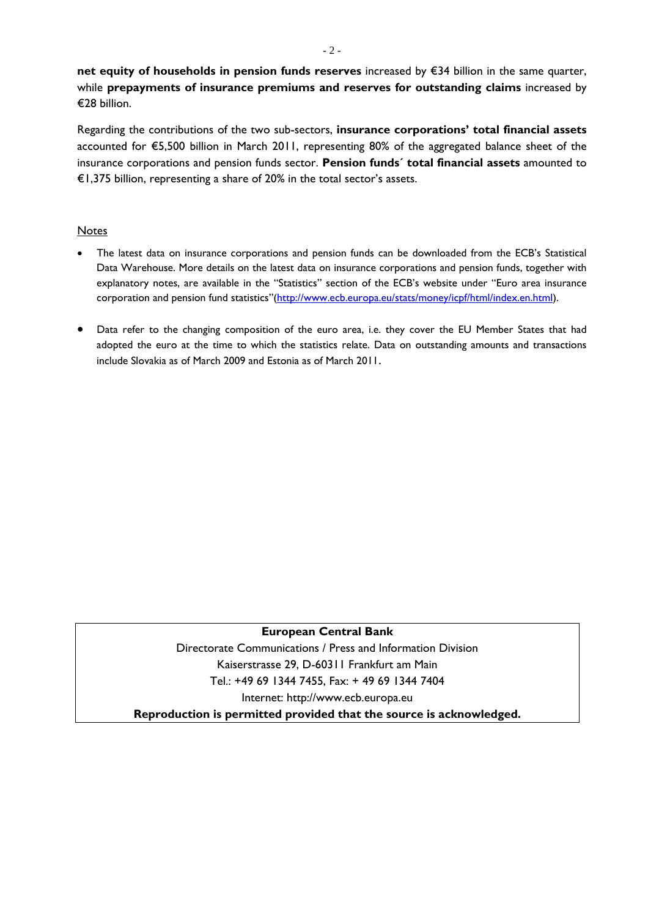**net equity of households in pension funds reserves** increased by €34 billion in the same quarter, while **prepayments of insurance premiums and reserves for outstanding claims** increased by €28 billion.

Regarding the contributions of the two sub-sectors, **insurance corporations' total financial assets** accounted for €5,500 billion in March 2011, representing 80% of the aggregated balance sheet of the insurance corporations and pension funds sector. **Pension funds´ total financial assets** amounted to €1,375 billion, representing a share of 20% in the total sector's assets.

Notes

- The latest data on insurance corporations and pension funds can be downloaded from the ECB's Statistical Data Warehouse. More details on the latest data on insurance corporations and pension funds, together with explanatory notes, are available in the "Statistics" section of the ECB's website under "Euro area insurance corporation and pension fund statistics"(http://www.ecb.europa.eu/stats/money/icpf/html/index.en.html).
- Data refer to the changing composition of the euro area, i.e. they cover the EU Member States that had adopted the euro at the time to which the statistics relate. Data on outstanding amounts and transactions include Slovakia as of March 2009 and Estonia as of March 2011.

**European Central Bank**

Directorate Communications / Press and Information Division

Kaiserstrasse 29, D-60311 Frankfurt am Main

Tel.: +49 69 1344 7455, Fax: + 49 69 1344 7404

Internet: http://www.ecb.europa.eu

**Reproduction is permitted provided that the source is acknowledged.**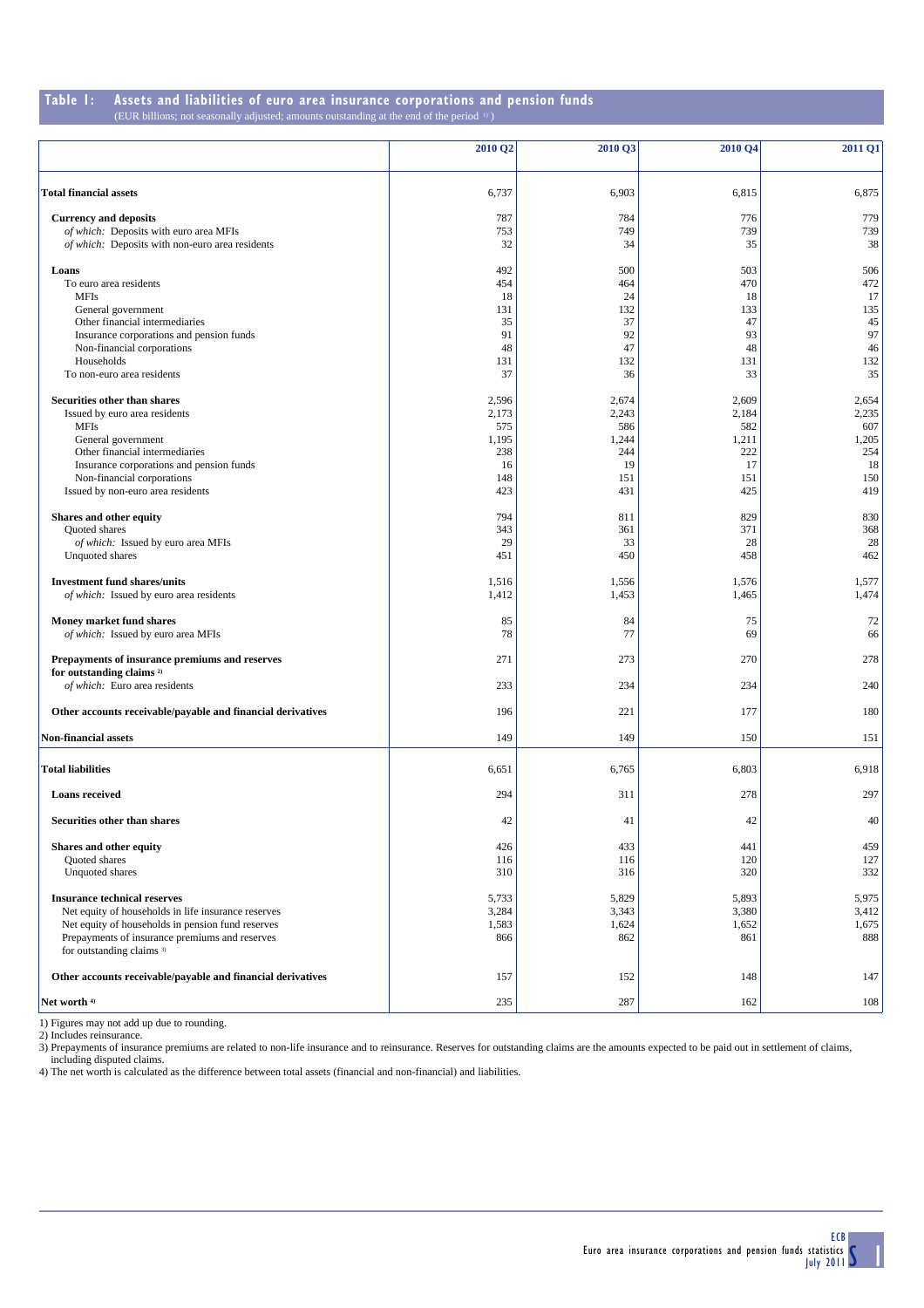## Table 1: Assets and liabilities of euro area insurance corporations and pension funds

(EUR billions; not seasonally adjusted; amounts outstanding at the end of the period [1])

| | 2010 Q2 | 2010 Q3 | 2010 Q4 | 2011 Q1 |
|---|---|---|---|---|
| **Total financial assets** | 6,737 | 6,903 | 6,815 | 6,875 |
| **Currency and deposits** | 787 | 784 | 776 | 779 |
| *of which:* Deposits with euro area MFIs | 753 | 749 | 739 | 739 |
| *of which:* Deposits with non-euro area residents | 32 | 34 | 35 | 38 |
| **Loans** | 492 | 500 | 503 | 506 |
| To euro area residents | 454 | 464 | 470 | 472 |
| MFIs | 18 | 24 | 18 | 17 |
| General government | 131 | 132 | 133 | 135 |
| Other financial intermediaries | 35 | 37 | 47 | 45 |
| Insurance corporations and pension funds | 91 | 92 | 93 | 97 |
| Non-financial corporations | 48 | 47 | 48 | 46 |
| Households | 131 | 132 | 131 | 132 |
| To non-euro area residents | 37 | 36 | 33 | 35 |
| **Securities other than shares** | 2,596 | 2,674 | 2,609 | 2,654 |
| Issued by euro area residents | 2,173 | 2,243 | 2,184 | 2,235 |
| MFIs | 575 | 586 | 582 | 607 |
| General government | 1,195 | 1,244 | 1,211 | 1,205 |
| Other financial intermediaries | 238 | 244 | 222 | 254 |
| Insurance corporations and pension funds | 16 | 19 | 17 | 18 |
| Non-financial corporations | 148 | 151 | 151 | 150 |
| Issued by non-euro area residents | 423 | 431 | 425 | 419 |
| **Shares and other equity** | 794 | 811 | 829 | 830 |
| Quoted shares | 343 | 361 | 371 | 368 |
| *of which:* Issued by euro area MFIs | 29 | 33 | 28 | 28 |
| Unquoted shares | 451 | 450 | 458 | 462 |
| **Investment fund shares/units** | 1,516 | 1,556 | 1,576 | 1,577 |
| *of which:* Issued by euro area residents | 1,412 | 1,453 | 1,465 | 1,474 |
| **Money market fund shares** | 85 | 84 | 75 | 72 |
| *of which:* Issued by euro area MFIs | 78 | 77 | 69 | 66 |
| **Prepayments of insurance premiums and reserves for outstanding claims** [2] | 271 | 273 | 270 | 278 |
| *of which:* Euro area residents | 233 | 234 | 234 | 240 |
| **Other accounts receivable/payable and financial derivatives** | 196 | 221 | 177 | 180 |
| **Non-financial assets** | 149 | 149 | 150 | 151 |
| **Total liabilities** | 6,651 | 6,765 | 6,803 | 6,918 |
| **Loans received** | 294 | 311 | 278 | 297 |
| **Securities other than shares** | 42 | 41 | 42 | 40 |
| **Shares and other equity** | 426 | 433 | 441 | 459 |
| Quoted shares | 116 | 116 | 120 | 127 |
| Unquoted shares | 310 | 316 | 320 | 332 |
| **Insurance technical reserves** | 5,733 | 5,829 | 5,893 | 5,975 |
| Net equity of households in life insurance reserves | 3,284 | 3,343 | 3,380 | 3,412 |
| Net equity of households in pension fund reserves | 1,583 | 1,624 | 1,652 | 1,675 |
| Prepayments of insurance premiums and reserves for outstanding claims [3] | 866 | 862 | 861 | 888 |
| **Other accounts receivable/payable and financial derivatives** | 157 | 152 | 148 | 147 |
| **Net worth** [4] | 235 | 287 | 162 | 108 |

1) Figures may not add up due to rounding.
2) Includes reinsurance.
3) Prepayments of insurance premiums are related to non-life insurance and to reinsurance. Reserves for outstanding claims are the amounts expected to be paid out in settlement of claims, including disputed claims.
4) The net worth is calculated as the difference between total assets (financial and non-financial) and liabilities.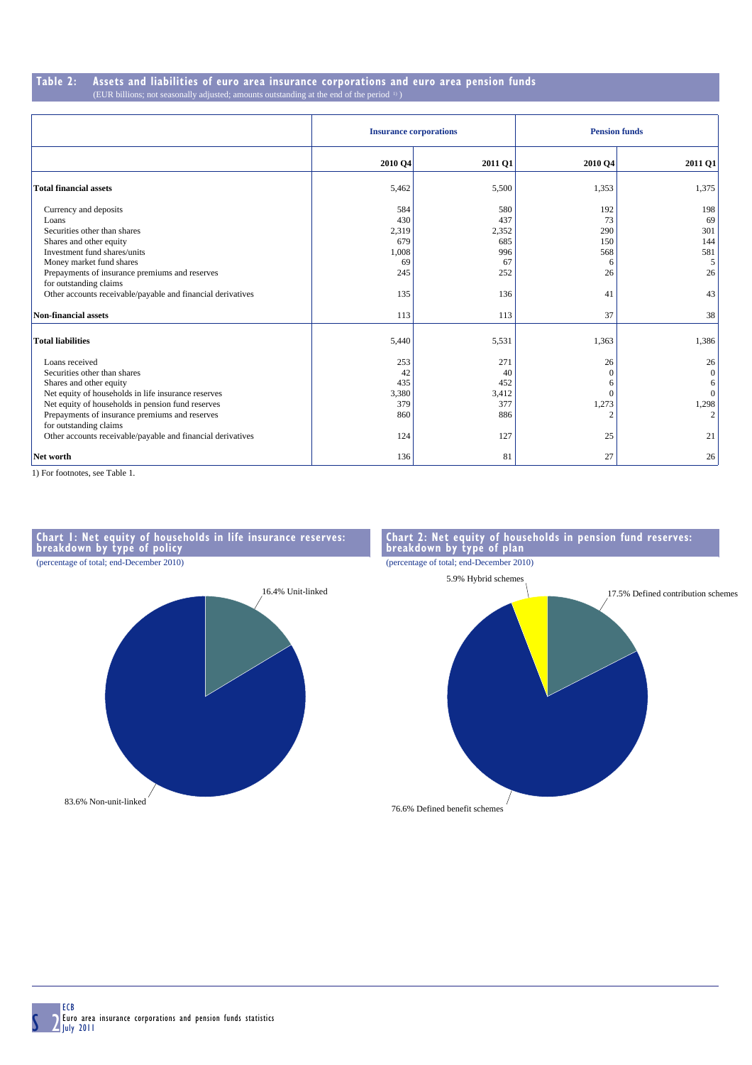## Table 2: Assets and liabilities of euro area insurance corporations and euro area pension funds

(EUR billions; not seasonally adjusted; amounts outstanding at the end of the period [1])

| | Insurance corporations | | Pension funds | |
|---|---|---|---|---|
| | 2010 Q4 | 2011 Q1 | 2010 Q4 | 2011 Q1 |
| **Total financial assets** | 5,462 | 5,500 | 1,353 | 1,375 |
| Currency and deposits | 584 | 580 | 192 | 198 |
| Loans | 430 | 437 | 73 | 69 |
| Securities other than shares | 2,319 | 2,352 | 290 | 301 |
| Shares and other equity | 679 | 685 | 150 | 144 |
| Investment fund shares/units | 1,008 | 996 | 568 | 581 |
| Money market fund shares | 69 | 67 | 6 | 5 |
| Prepayments of insurance premiums and reserves for outstanding claims | 245 | 252 | 26 | 26 |
| Other accounts receivable/payable and financial derivatives | 135 | 136 | 41 | 43 |
| **Non-financial assets** | 113 | 113 | 37 | 38 |
| **Total liabilities** | 5,440 | 5,531 | 1,363 | 1,386 |
| Loans received | 253 | 271 | 26 | 26 |
| Securities other than shares | 42 | 40 | 0 | 0 |
| Shares and other equity | 435 | 452 | 6 | 6 |
| Net equity of households in life insurance reserves | 3,380 | 3,412 | 0 | 0 |
| Net equity of households in pension fund reserves | 379 | 377 | 1,273 | 1,298 |
| Prepayments of insurance premiums and reserves for outstanding claims | 860 | 886 | 2 | 2 |
| Other accounts receivable/payable and financial derivatives | 124 | 127 | 25 | 21 |
| **Net worth** | 136 | 81 | 27 | 26 |

1) For footnotes, see Table 1.

## Chart 1: Net equity of households in life insurance reserves: breakdown by type of policy

(percentage of total; end-December 2010)

16.4% Unit-linked

83.6% Non-unit-linked

## Chart 2: Net equity of households in pension fund reserves: breakdown by type of plan

(percentage of total; end-December 2010)

5.9% Hybrid schemes

17.5% Defined contribution schemes

76.6% Defined benefit schemes